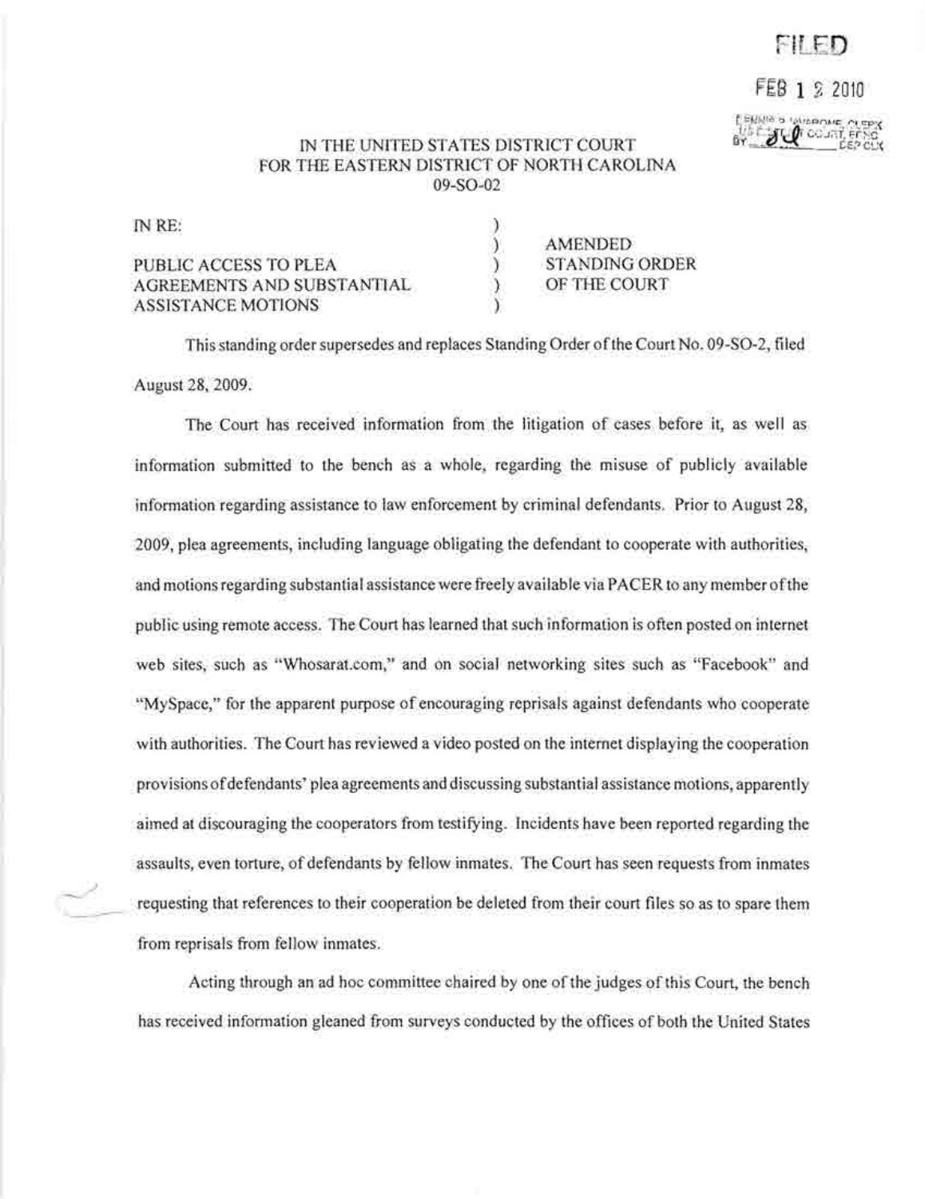FILED

FEB 1 2 2010

DENNIS P. IAVARONE, CLERK
US DISTRICT COURT, EDNC
BY ______ DEP CLK

IN THE UNITED STATES DISTRICT COURT
FOR THE EASTERN DISTRICT OF NORTH CAROLINA
09-SO-02

IN RE:

PUBLIC ACCESS TO PLEA AGREEMENTS AND SUBSTANTIAL ASSISTANCE MOTIONS

AMENDED STANDING ORDER OF THE COURT

This standing order supersedes and replaces Standing Order of the Court No. 09-SO-2, filed August 28, 2009.

The Court has received information from the litigation of cases before it, as well as information submitted to the bench as a whole, regarding the misuse of publicly available information regarding assistance to law enforcement by criminal defendants. Prior to August 28, 2009, plea agreements, including language obligating the defendant to cooperate with authorities, and motions regarding substantial assistance were freely available via PACER to any member of the public using remote access. The Court has learned that such information is often posted on internet web sites, such as "Whosarat.com," and on social networking sites such as "Facebook" and "MySpace," for the apparent purpose of encouraging reprisals against defendants who cooperate with authorities. The Court has reviewed a video posted on the internet displaying the cooperation provisions of defendants' plea agreements and discussing substantial assistance motions, apparently aimed at discouraging the cooperators from testifying. Incidents have been reported regarding the assaults, even torture, of defendants by fellow inmates. The Court has seen requests from inmates requesting that references to their cooperation be deleted from their court files so as to spare them from reprisals from fellow inmates.

Acting through an ad hoc committee chaired by one of the judges of this Court, the bench has received information gleaned from surveys conducted by the offices of both the United States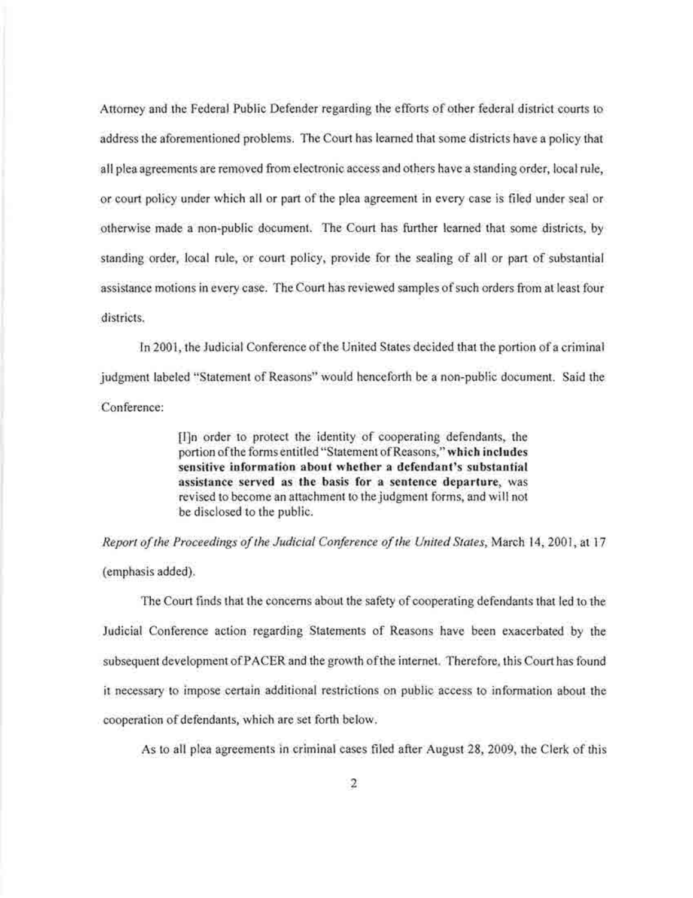Attorney and the Federal Public Defender regarding the efforts of other federal district courts to address the aforementioned problems. The Court has learned that some districts have a policy that all plea agreements are removed from electronic access and others have a standing order, local rule, or court policy under which all or part of the plea agreement in every case is filed under seal or otherwise made a non-public document. The Court has further learned that some districts, by standing order, local rule, or court policy, provide for the sealing of all or part of substantial assistance motions in every case. The Court has reviewed samples of such orders from at least four districts.

In 2001, the Judicial Conference of the United States decided that the portion of a criminal judgment labeled "Statement of Reasons" would henceforth be a non-public document. Said the Conference:

> [I]n order to protect the identity of cooperating defendants, the portion of the forms entitled "Statement of Reasons," **which includes sensitive information about whether a defendant's substantial assistance served as the basis for a sentence departure**, was revised to become an attachment to the judgment forms, and will not be disclosed to the public.

*Report of the Proceedings of the Judicial Conference of the United States*, March 14, 2001, at 17 (emphasis added).

The Court finds that the concerns about the safety of cooperating defendants that led to the Judicial Conference action regarding Statements of Reasons have been exacerbated by the subsequent development of PACER and the growth of the internet. Therefore, this Court has found it necessary to impose certain additional restrictions on public access to information about the cooperation of defendants, which are set forth below.

As to all plea agreements in criminal cases filed after August 28, 2009, the Clerk of this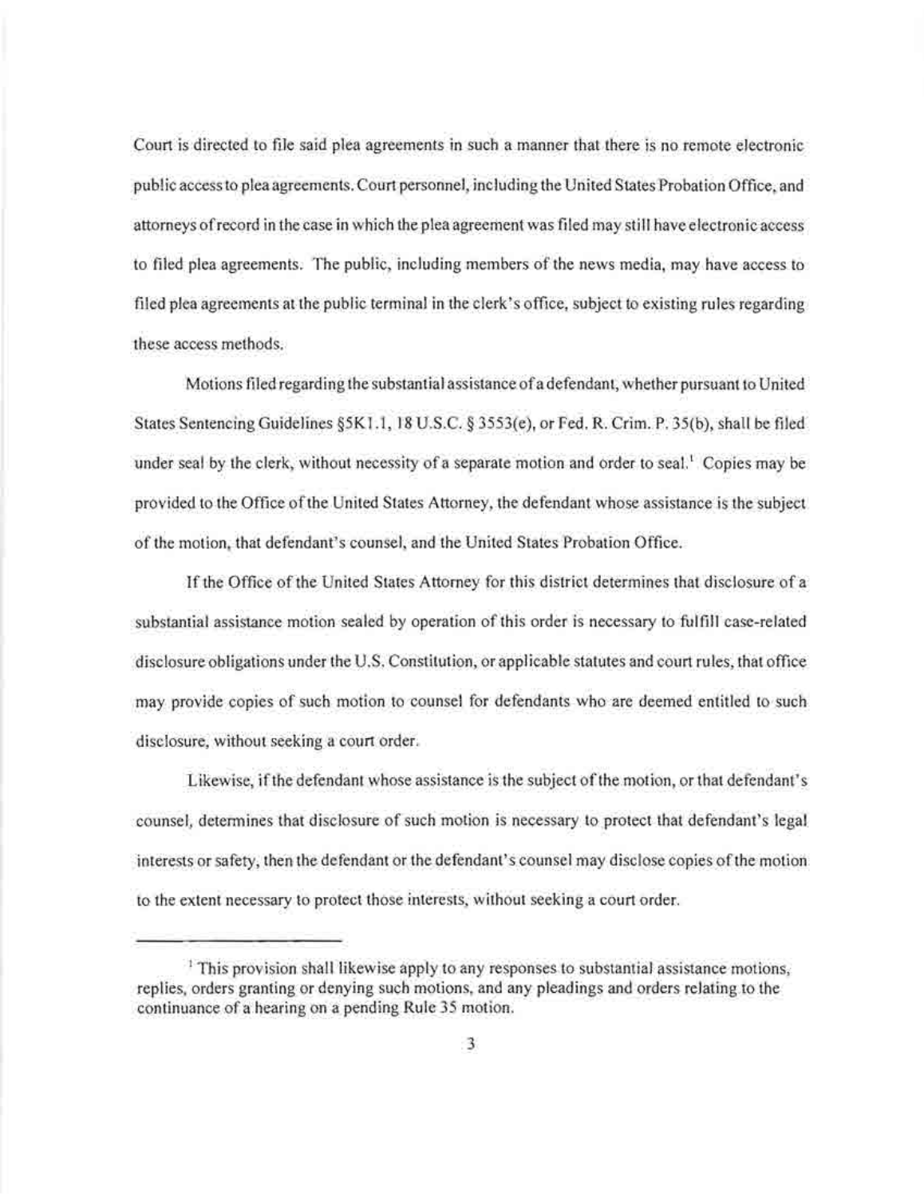Court is directed to file said plea agreements in such a manner that there is no remote electronic public access to plea agreements. Court personnel, including the United States Probation Office, and attorneys of record in the case in which the plea agreement was filed may still have electronic access to filed plea agreements. The public, including members of the news media, may have access to filed plea agreements at the public terminal in the clerk's office, subject to existing rules regarding these access methods.

Motions filed regarding the substantial assistance of a defendant, whether pursuant to United States Sentencing Guidelines §5K1.1, 18 U.S.C. § 3553(e), or Fed. R. Crim. P. 35(b), shall be filed under seal by the clerk, without necessity of a separate motion and order to seal.[1] Copies may be provided to the Office of the United States Attorney, the defendant whose assistance is the subject of the motion, that defendant's counsel, and the United States Probation Office.

If the Office of the United States Attorney for this district determines that disclosure of a substantial assistance motion sealed by operation of this order is necessary to fulfill case-related disclosure obligations under the U.S. Constitution, or applicable statutes and court rules, that office may provide copies of such motion to counsel for defendants who are deemed entitled to such disclosure, without seeking a court order.

Likewise, if the defendant whose assistance is the subject of the motion, or that defendant's counsel, determines that disclosure of such motion is necessary to protect that defendant's legal interests or safety, then the defendant or the defendant's counsel may disclose copies of the motion to the extent necessary to protect those interests, without seeking a court order.

---

[1] This provision shall likewise apply to any responses to substantial assistance motions, replies, orders granting or denying such motions, and any pleadings and orders relating to the continuance of a hearing on a pending Rule 35 motion.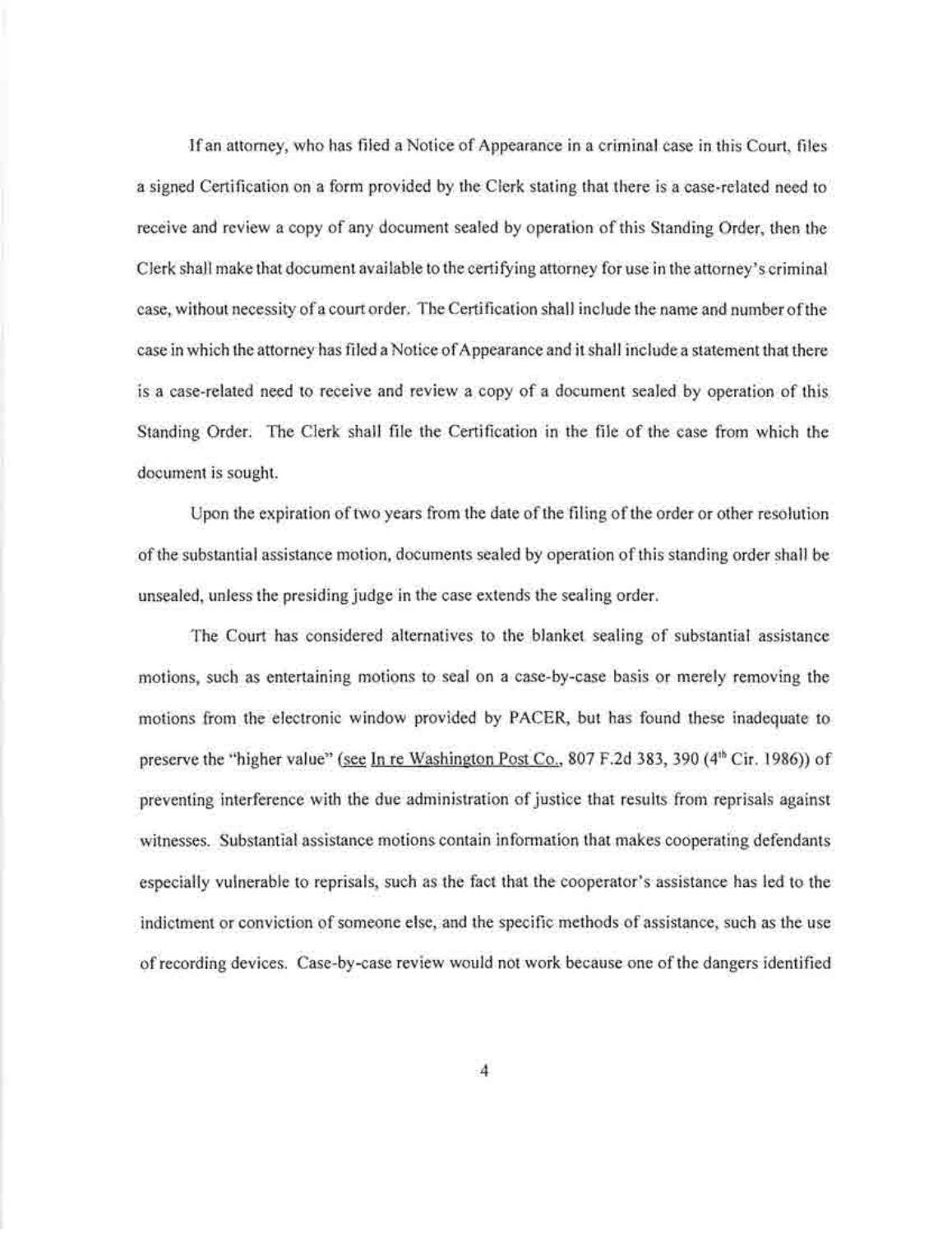If an attorney, who has filed a Notice of Appearance in a criminal case in this Court, files a signed Certification on a form provided by the Clerk stating that there is a case-related need to receive and review a copy of any document sealed by operation of this Standing Order, then the Clerk shall make that document available to the certifying attorney for use in the attorney's criminal case, without necessity of a court order. The Certification shall include the name and number of the case in which the attorney has filed a Notice of Appearance and it shall include a statement that there is a case-related need to receive and review a copy of a document sealed by operation of this Standing Order. The Clerk shall file the Certification in the file of the case from which the document is sought.

Upon the expiration of two years from the date of the filing of the order or other resolution of the substantial assistance motion, documents sealed by operation of this standing order shall be unsealed, unless the presiding judge in the case extends the sealing order.

The Court has considered alternatives to the blanket sealing of substantial assistance motions, such as entertaining motions to seal on a case-by-case basis or merely removing the motions from the electronic window provided by PACER, but has found these inadequate to preserve the "higher value" (see In re Washington Post Co., 807 F.2d 383, 390 (4th Cir. 1986)) of preventing interference with the due administration of justice that results from reprisals against witnesses. Substantial assistance motions contain information that makes cooperating defendants especially vulnerable to reprisals, such as the fact that the cooperator's assistance has led to the indictment or conviction of someone else, and the specific methods of assistance, such as the use of recording devices. Case-by-case review would not work because one of the dangers identified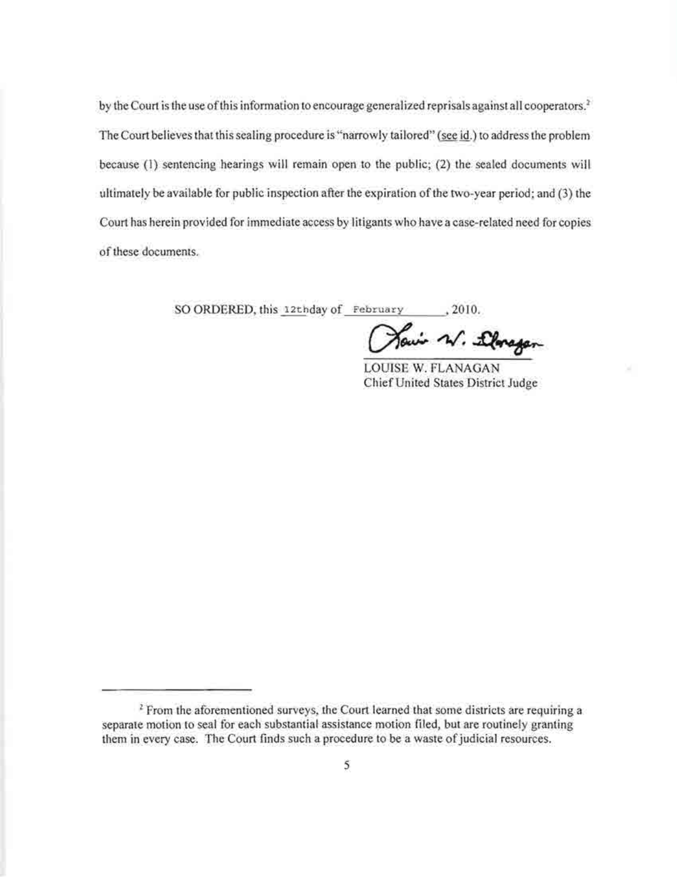by the Court is the use of this information to encourage generalized reprisals against all cooperators.[2] The Court believes that this sealing procedure is "narrowly tailored" (see id.) to address the problem because (1) sentencing hearings will remain open to the public; (2) the sealed documents will ultimately be available for public inspection after the expiration of the two-year period; and (3) the Court has herein provided for immediate access by litigants who have a case-related need for copies of these documents.

SO ORDERED, this 12th day of February, 2010.

LOUISE W. FLANAGAN
Chief United States District Judge

---

[2] From the aforementioned surveys, the Court learned that some districts are requiring a separate motion to seal for each substantial assistance motion filed, but are routinely granting them in every case. The Court finds such a procedure to be a waste of judicial resources.